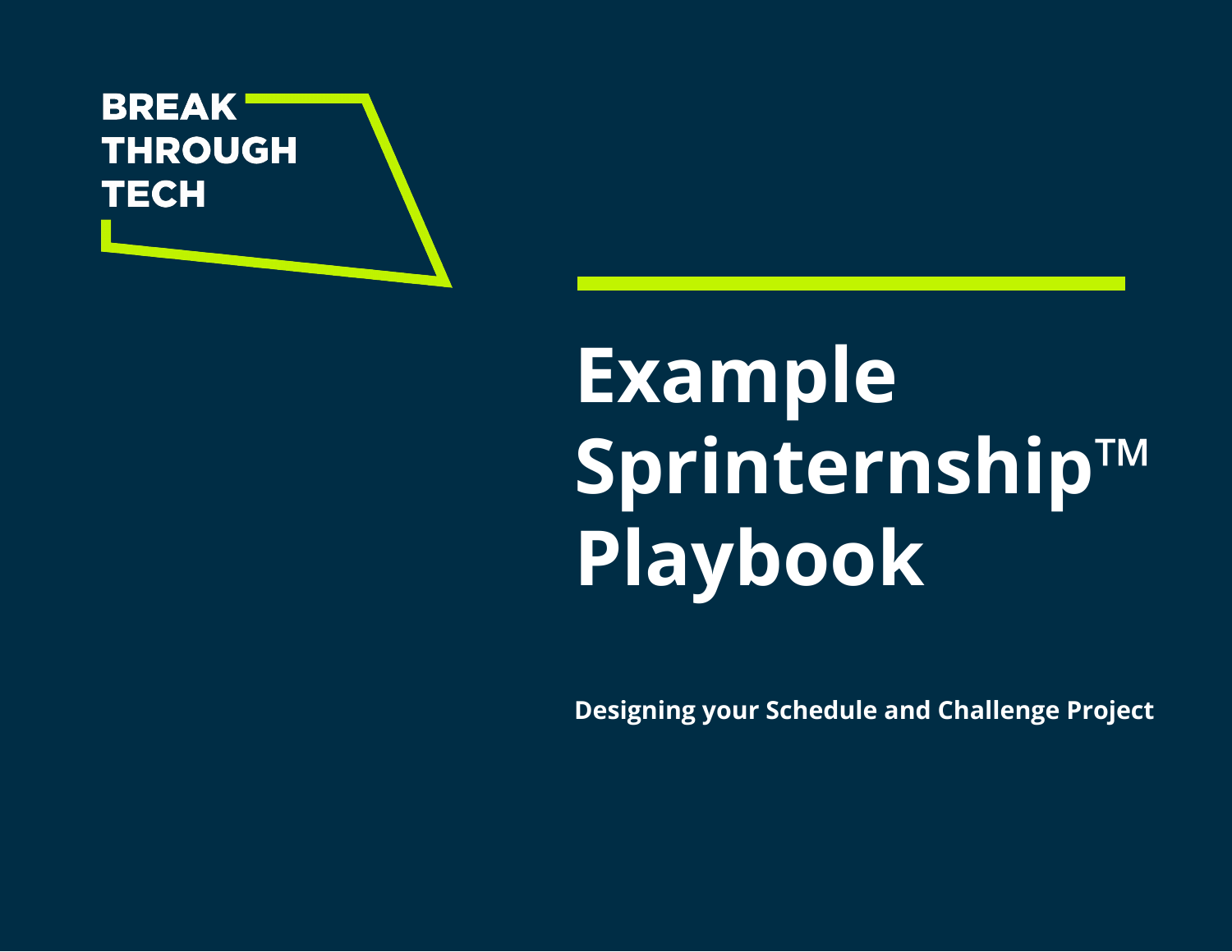BREAK
THROUGH
TECH

# Example Sprinternship™ Playbook

**Designing your Schedule and Challenge Project**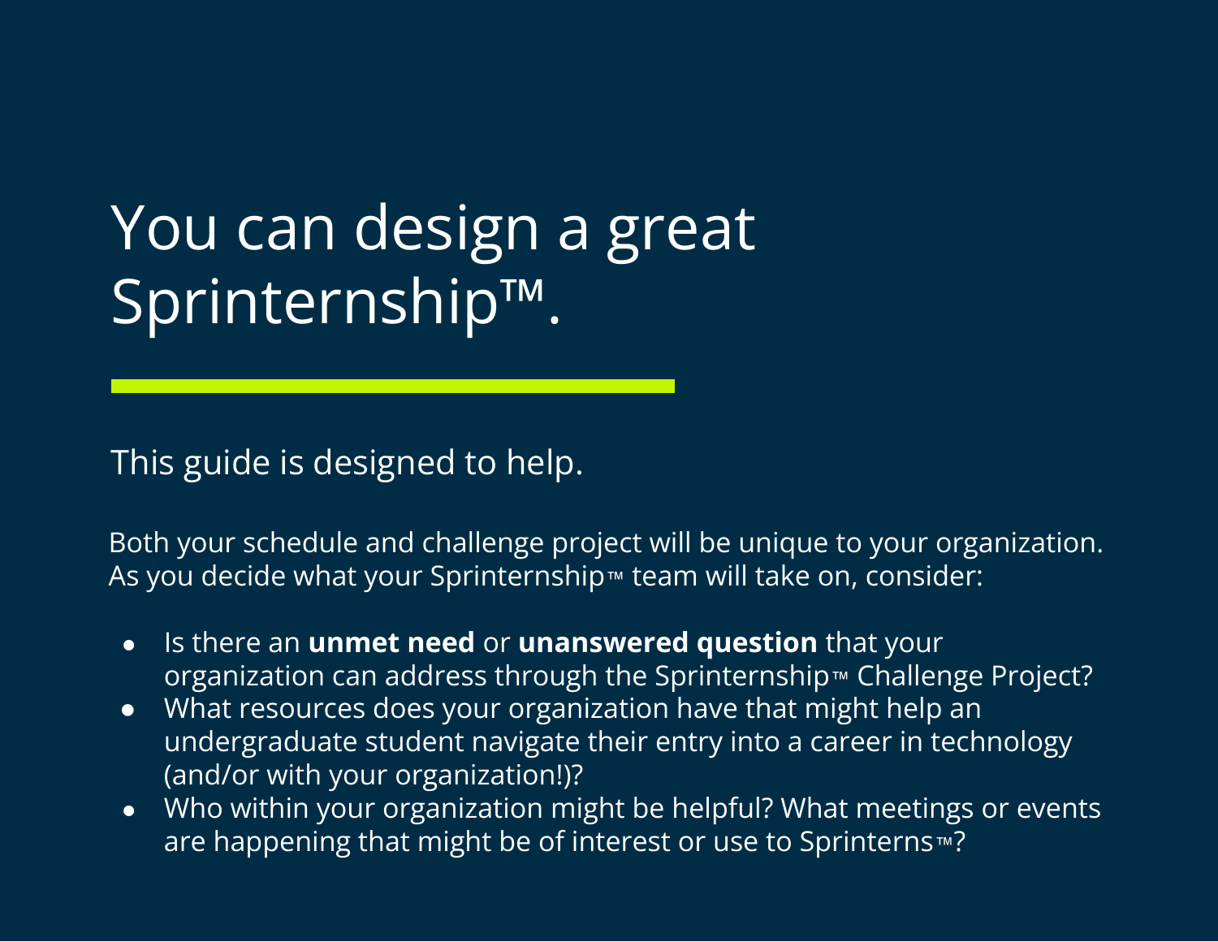# You can design a great Sprinternship™.

This guide is designed to help.

Both your schedule and challenge project will be unique to your organization. As you decide what your Sprinternship™ team will take on, consider:

- Is there an **unmet need** or **unanswered question** that your organization can address through the Sprinternship™ Challenge Project?
- What resources does your organization have that might help an undergraduate student navigate their entry into a career in technology (and/or with your organization!)?
- Who within your organization might be helpful? What meetings or events are happening that might be of interest or use to Sprinterns™?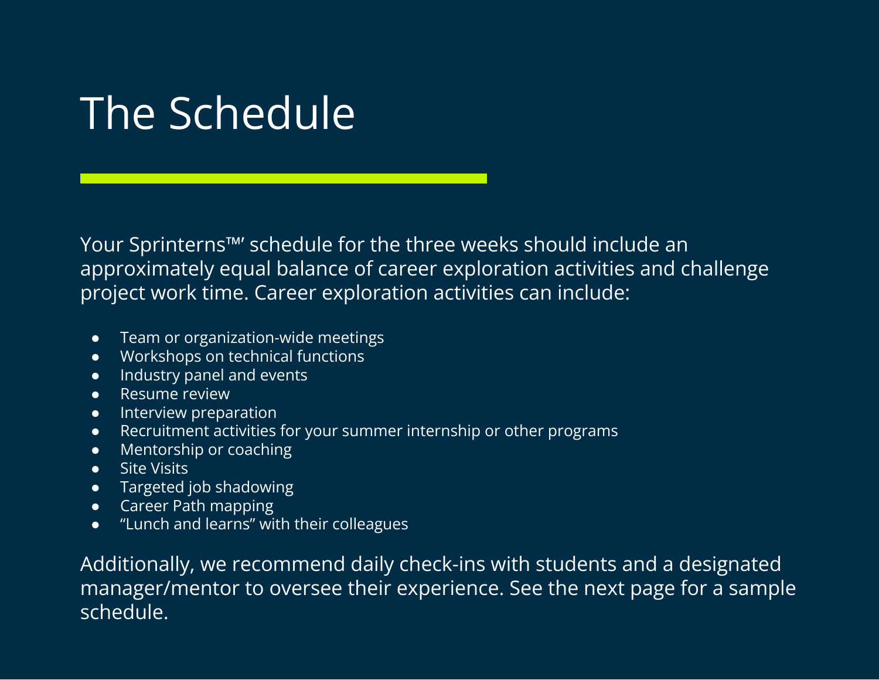# The Schedule

Your Sprinterns™' schedule for the three weeks should include an approximately equal balance of career exploration activities and challenge project work time. Career exploration activities can include:

- Team or organization-wide meetings
- Workshops on technical functions
- Industry panel and events
- Resume review
- Interview preparation
- Recruitment activities for your summer internship or other programs
- Mentorship or coaching
- Site Visits
- Targeted job shadowing
- Career Path mapping
- "Lunch and learns" with their colleagues

Additionally, we recommend daily check-ins with students and a designated manager/mentor to oversee their experience. See the next page for a sample schedule.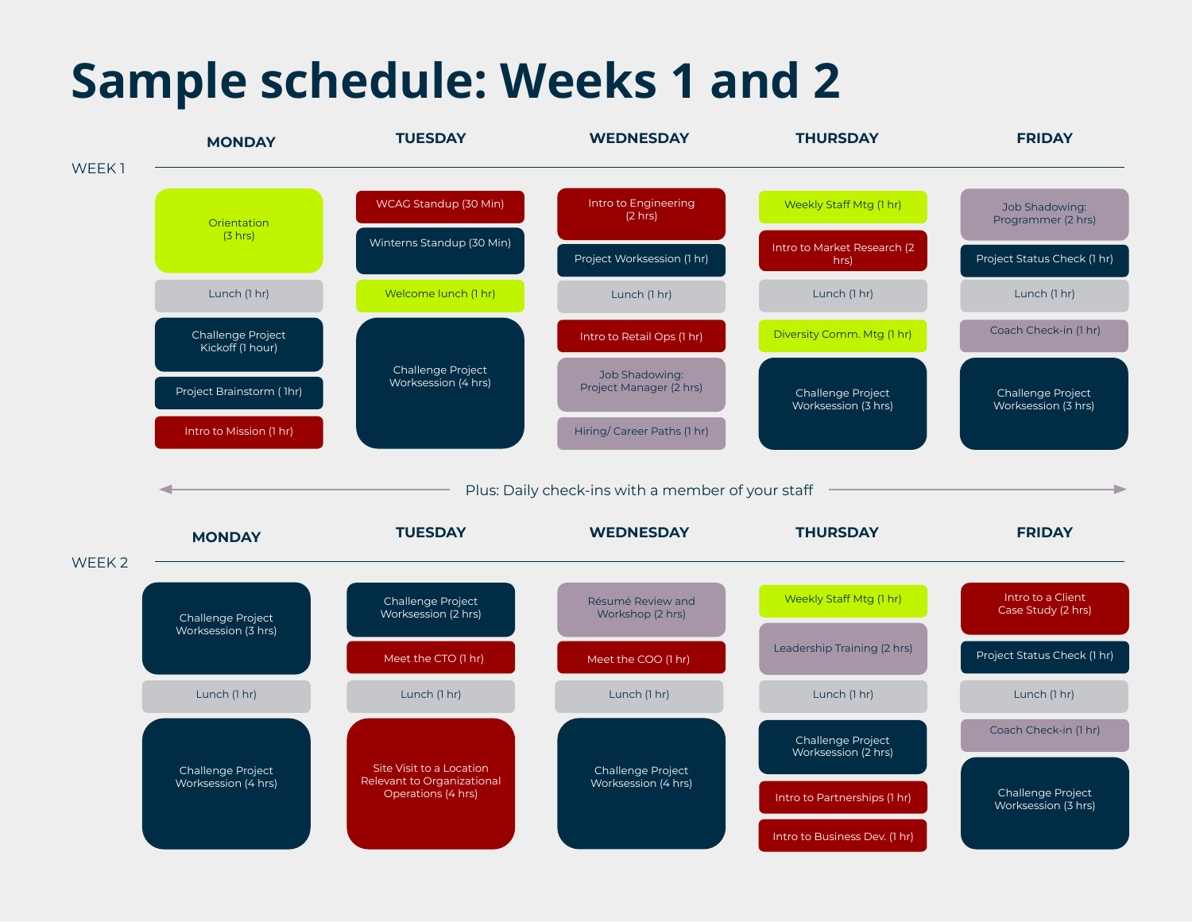# Sample schedule: Weeks 1 and 2

## WEEK 1

| MONDAY | TUESDAY | WEDNESDAY | THURSDAY | FRIDAY |
| --- | --- | --- | --- | --- |
| Orientation (3 hrs) | WCAG Standup (30 Min) | Intro to Engineering (2 hrs) | Weekly Staff Mtg (1 hr) | Job Shadowing: Programmer (2 hrs) |
| Lunch (1 hr) | Winterns Standup (30 Min) | Project Worksession (1 hr) | Intro to Market Research (2 hrs) | Project Status Check (1 hr) |
| Challenge Project Kickoff (1 hour) | Welcome lunch (1 hr) | Lunch (1 hr) | Lunch (1 hr) | Lunch (1 hr) |
| Project Brainstorm ( 1hr) | Challenge Project Worksession (4 hrs) | Intro to Retail Ops (1 hr) | Diversity Comm. Mtg (1 hr) | Coach Check-in (1 hr) |
| Intro to Mission (1 hr) | | Job Shadowing: Project Manager (2 hrs) | Challenge Project Worksession (3 hrs) | Challenge Project Worksession (3 hrs) |
| | | Hiring/ Career Paths (1 hr) | | |

Plus: Daily check-ins with a member of your staff

## WEEK 2

| MONDAY | TUESDAY | WEDNESDAY | THURSDAY | FRIDAY |
| --- | --- | --- | --- | --- |
| Challenge Project Worksession (3 hrs) | Challenge Project Worksession (2 hrs) | Résumé Review and Workshop (2 hrs) | Weekly Staff Mtg (1 hr) | Intro to a Client Case Study (2 hrs) |
| Lunch (1 hr) | Meet the CTO (1 hr) | Meet the COO (1 hr) | Leadership Training (2 hrs) | Project Status Check (1 hr) |
| Challenge Project Worksession (4 hrs) | Lunch (1 hr) | Lunch (1 hr) | Lunch (1 hr) | Lunch (1 hr) |
| | Site Visit to a Location Relevant to Organizational Operations (4 hrs) | Challenge Project Worksession (4 hrs) | Challenge Project Worksession (2 hrs) | Coach Check-in (1 hr) |
| | | | Intro to Partnerships (1 hr) | Challenge Project Worksession (3 hrs) |
| | | | Intro to Business Dev. (1 hr) | |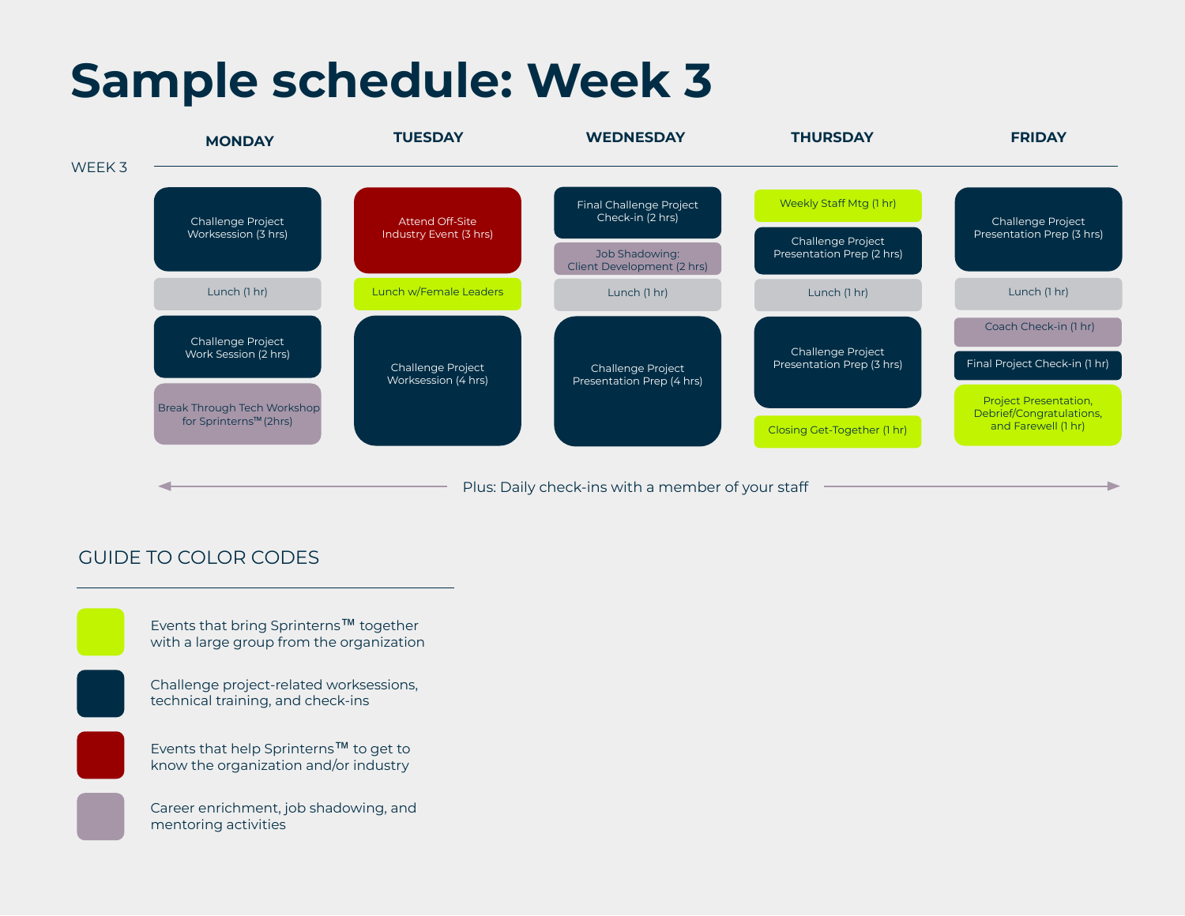# Sample schedule: Week 3

**WEEK 3**

| MONDAY | TUESDAY | WEDNESDAY | THURSDAY | FRIDAY |
| --- | --- | --- | --- | --- |
| Challenge Project Worksession (3 hrs) | Attend Off-Site Industry Event (3 hrs) | Final Challenge Project Check-in (2 hrs) | Weekly Staff Mtg (1 hr) | Challenge Project Presentation Prep (3 hrs) |
| Lunch (1 hr) | Lunch w/Female Leaders | Job Shadowing: Client Development (2 hrs) | Challenge Project Presentation Prep (2 hrs) | Lunch (1 hr) |
| Challenge Project Work Session (2 hrs) | Challenge Project Worksession (4 hrs) | Lunch (1 hr) | Lunch (1 hr) | Coach Check-in (1 hr) |
| Break Through Tech Workshop for Sprinterns™ (2hrs) | | Challenge Project Presentation Prep (4 hrs) | Challenge Project Presentation Prep (3 hrs) | Final Project Check-in (1 hr) |
| | | | Closing Get-Together (1 hr) | Project Presentation, Debrief/Congratulations, and Farewell (1 hr) |

Plus: Daily check-ins with a member of your staff

## GUIDE TO COLOR CODES

- **Green:** Events that bring Sprinterns™ together with a large group from the organization
- **Navy:** Challenge project-related worksessions, technical training, and check-ins
- **Red:** Events that help Sprinterns™ to get to know the organization and/or industry
- **Mauve:** Career enrichment, job shadowing, and mentoring activities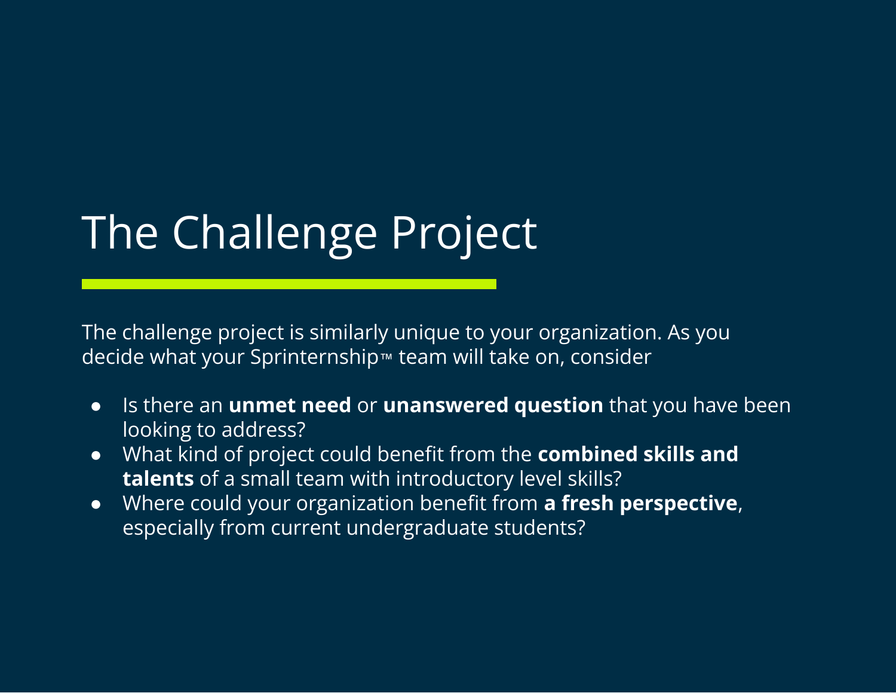# The Challenge Project

The challenge project is similarly unique to your organization. As you decide what your Sprinternship™ team will take on, consider

- Is there an **unmet need** or **unanswered question** that you have been looking to address?
- What kind of project could benefit from the **combined skills and talents** of a small team with introductory level skills?
- Where could your organization benefit from **a fresh perspective**, especially from current undergraduate students?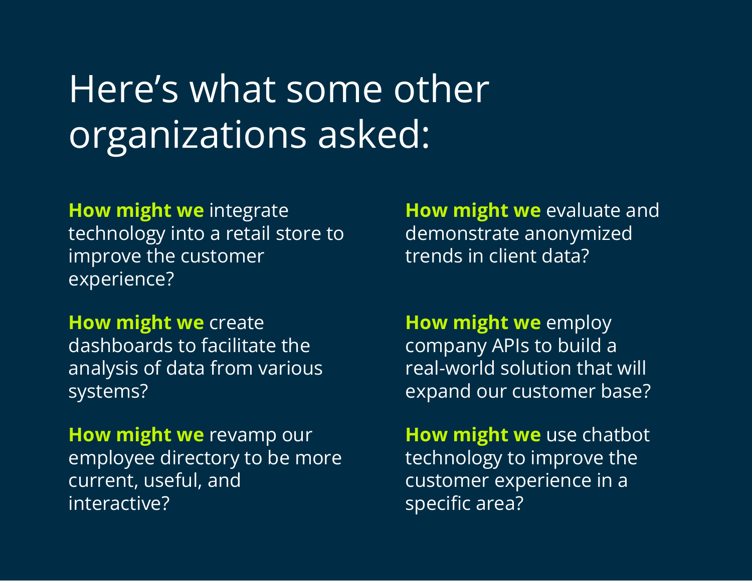# Here's what some other organizations asked:

**How might we** integrate technology into a retail store to improve the customer experience?

**How might we** create dashboards to facilitate the analysis of data from various systems?

**How might we** revamp our employee directory to be more current, useful, and interactive?

**How might we** evaluate and demonstrate anonymized trends in client data?

**How might we** employ company APIs to build a real-world solution that will expand our customer base?

**How might we** use chatbot technology to improve the customer experience in a specific area?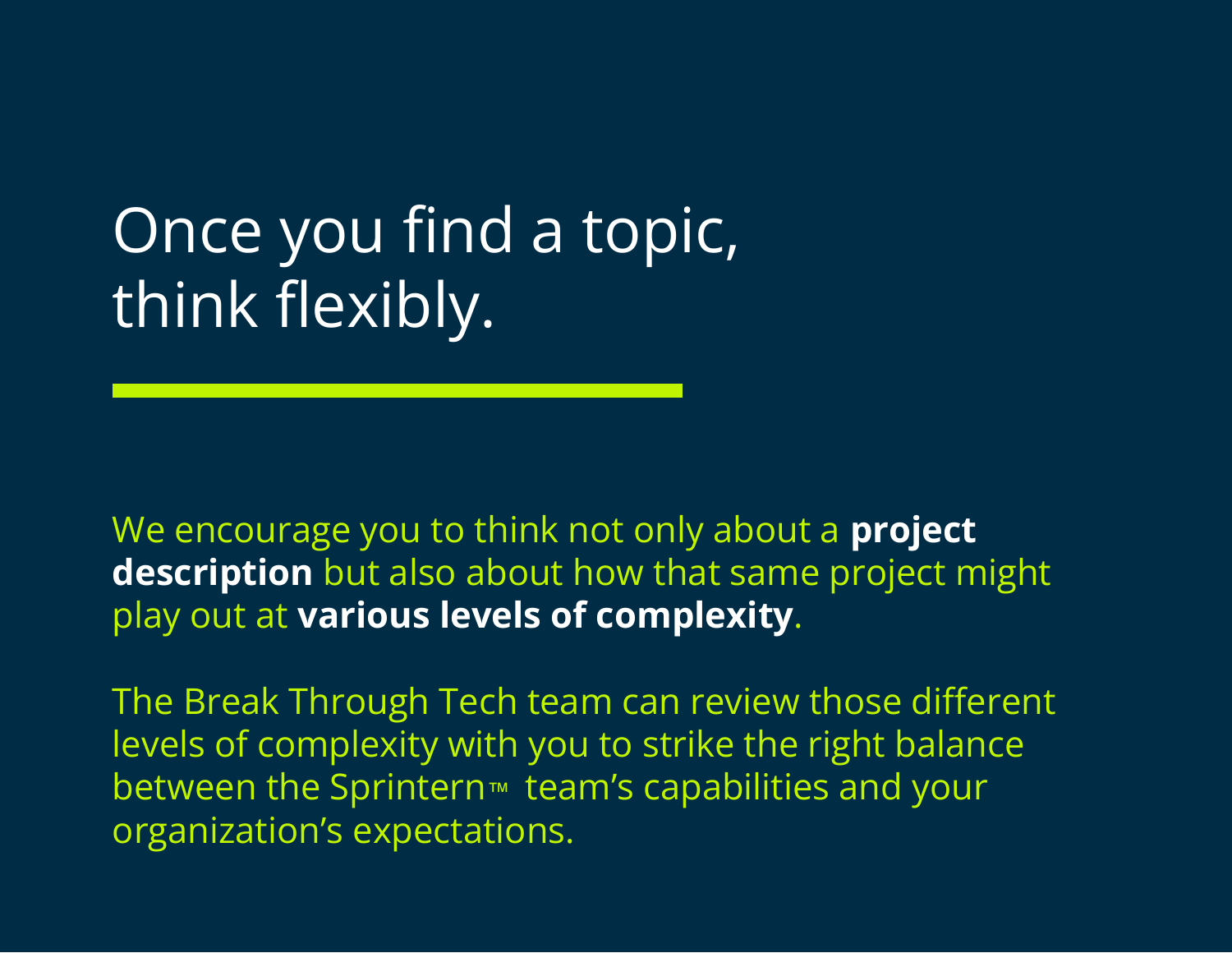# Once you find a topic, think flexibly.

We encourage you to think not only about a **project description** but also about how that same project might play out at **various levels of complexity**.

The Break Through Tech team can review those different levels of complexity with you to strike the right balance between the Sprintern™ team's capabilities and your organization's expectations.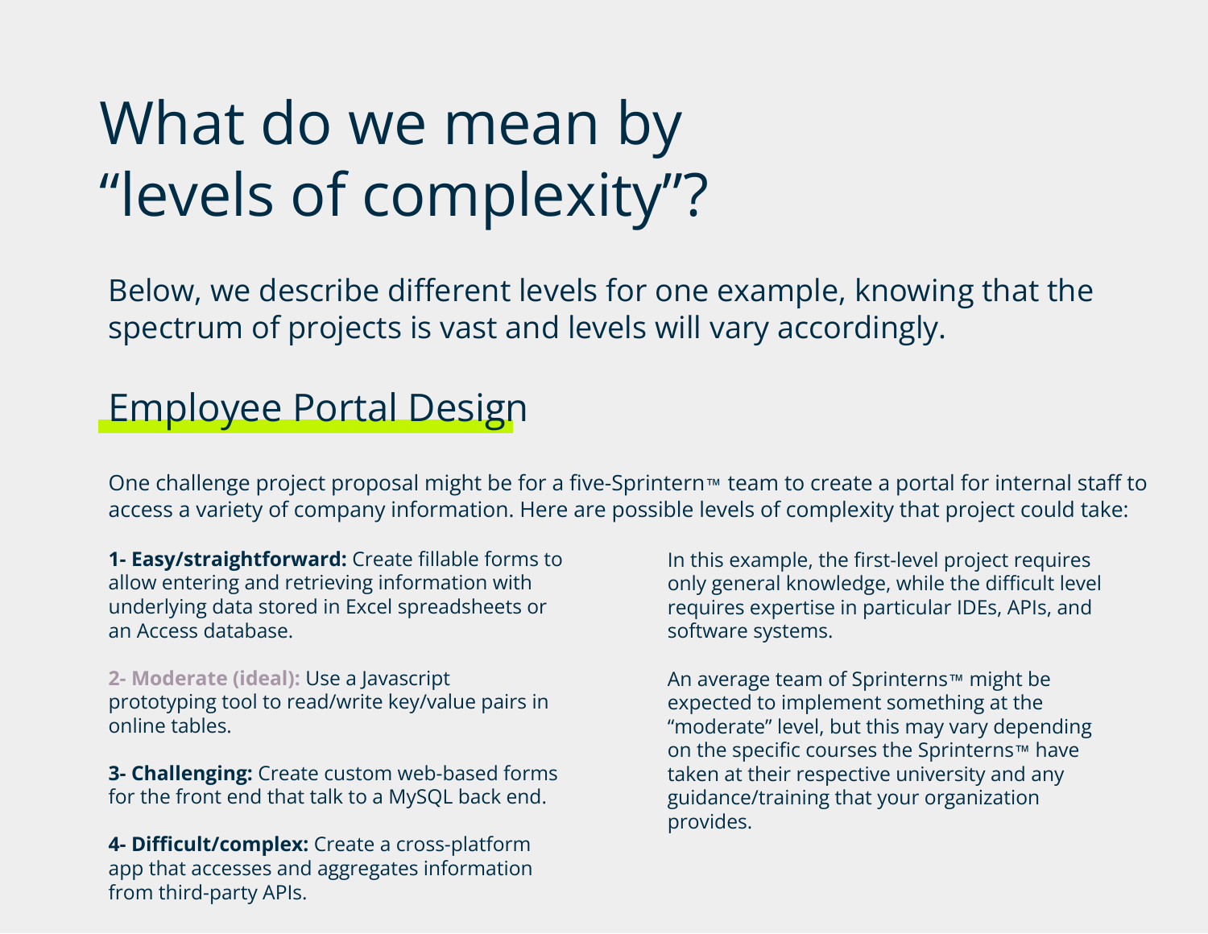# What do we mean by "levels of complexity"?

Below, we describe different levels for one example, knowing that the spectrum of projects is vast and levels will vary accordingly.

## Employee Portal Design

One challenge project proposal might be for a five-Sprintern™ team to create a portal for internal staff to access a variety of company information. Here are possible levels of complexity that project could take:

**1- Easy/straightforward:** Create fillable forms to allow entering and retrieving information with underlying data stored in Excel spreadsheets or an Access database.

**2- Moderate (ideal):** Use a Javascript prototyping tool to read/write key/value pairs in online tables.

**3- Challenging:** Create custom web-based forms for the front end that talk to a MySQL back end.

**4- Difficult/complex:** Create a cross-platform app that accesses and aggregates information from third-party APIs.

In this example, the first-level project requires only general knowledge, while the difficult level requires expertise in particular IDEs, APIs, and software systems.

An average team of Sprinterns™ might be expected to implement something at the "moderate" level, but this may vary depending on the specific courses the Sprinterns™ have taken at their respective university and any guidance/training that your organization provides.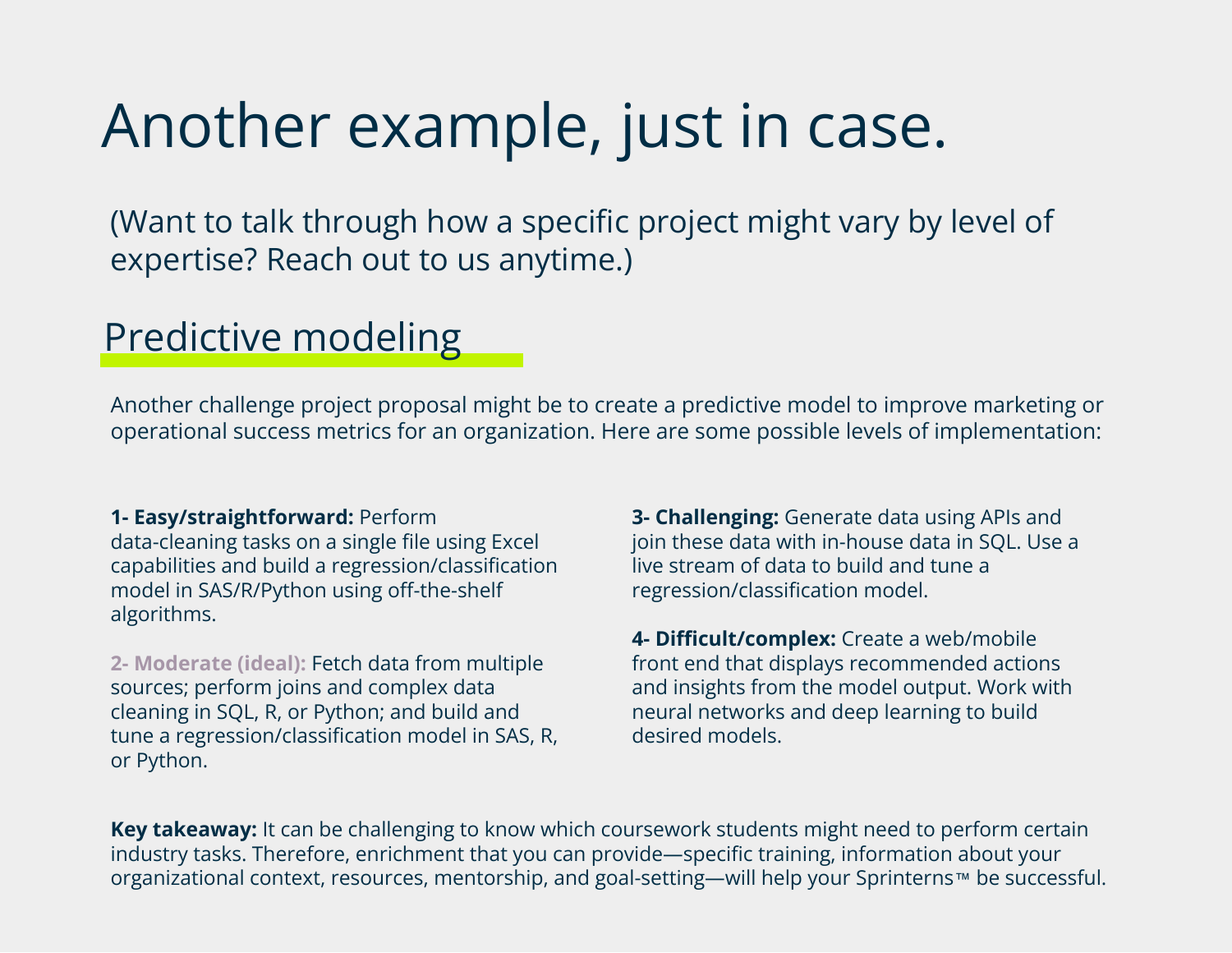# Another example, just in case.

(Want to talk through how a specific project might vary by level of expertise? Reach out to us anytime.)

## Predictive modeling

Another challenge project proposal might be to create a predictive model to improve marketing or operational success metrics for an organization. Here are some possible levels of implementation:

**1- Easy/straightforward:** Perform data-cleaning tasks on a single file using Excel capabilities and build a regression/classification model in SAS/R/Python using off-the-shelf algorithms.

**2- Moderate (ideal):** Fetch data from multiple sources; perform joins and complex data cleaning in SQL, R, or Python; and build and tune a regression/classification model in SAS, R, or Python.

**3- Challenging:** Generate data using APIs and join these data with in-house data in SQL. Use a live stream of data to build and tune a regression/classification model.

**4- Difficult/complex:** Create a web/mobile front end that displays recommended actions and insights from the model output. Work with neural networks and deep learning to build desired models.

**Key takeaway:** It can be challenging to know which coursework students might need to perform certain industry tasks. Therefore, enrichment that you can provide—specific training, information about your organizational context, resources, mentorship, and goal-setting—will help your Sprinterns™ be successful.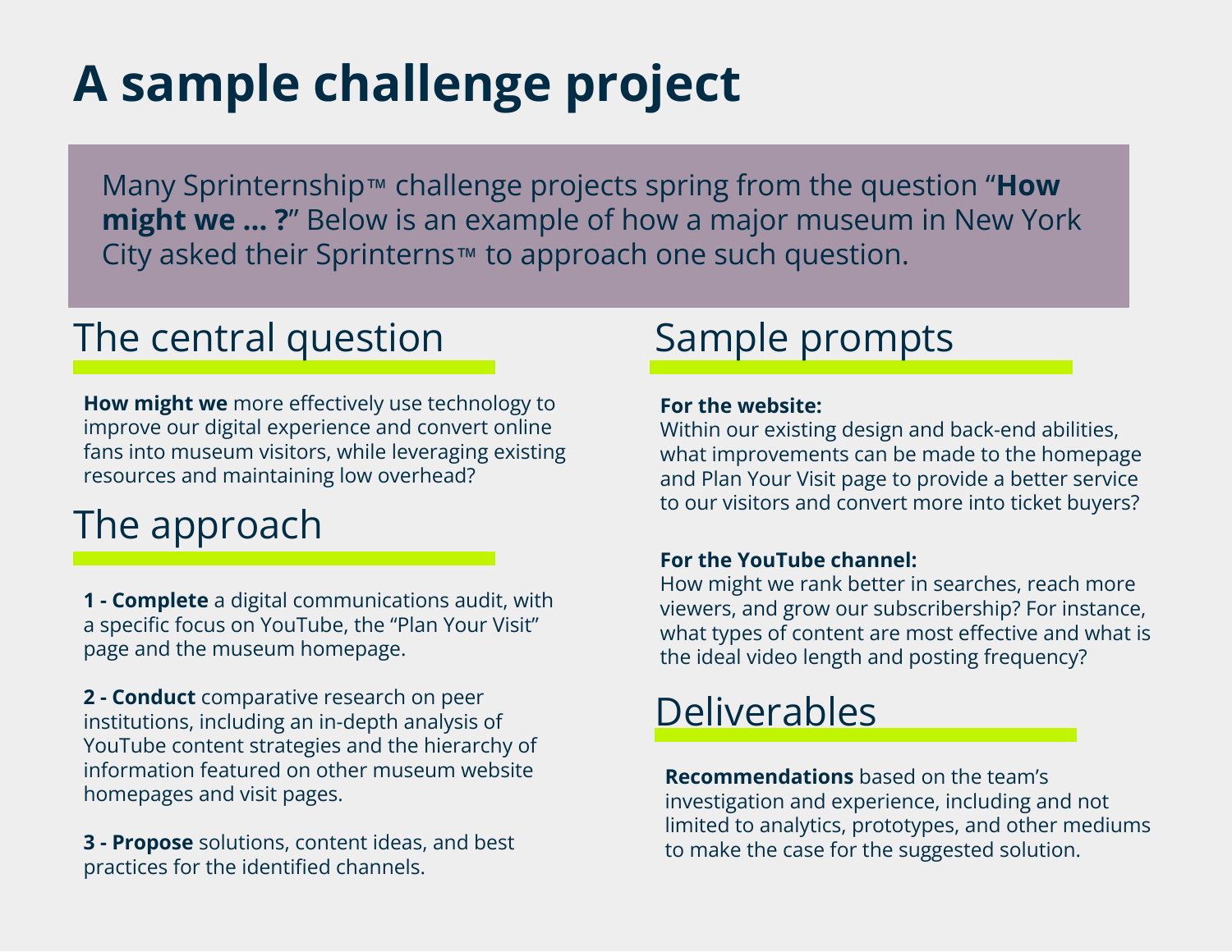# A sample challenge project

Many Sprinternship™ challenge projects spring from the question "**How might we ... ?**" Below is an example of how a major museum in New York City asked their Sprinterns™ to approach one such question.

## The central question

**How might we** more effectively use technology to improve our digital experience and convert online fans into museum visitors, while leveraging existing resources and maintaining low overhead?

## The approach

**1 - Complete** a digital communications audit, with a specific focus on YouTube, the "Plan Your Visit" page and the museum homepage.

**2 - Conduct** comparative research on peer institutions, including an in-depth analysis of YouTube content strategies and the hierarchy of information featured on other museum website homepages and visit pages.

**3 - Propose** solutions, content ideas, and best practices for the identified channels.

## Sample prompts

**For the website:**
Within our existing design and back-end abilities, what improvements can be made to the homepage and Plan Your Visit page to provide a better service to our visitors and convert more into ticket buyers?

**For the YouTube channel:**
How might we rank better in searches, reach more viewers, and grow our subscribership? For instance, what types of content are most effective and what is the ideal video length and posting frequency?

## Deliverables

**Recommendations** based on the team's investigation and experience, including and not limited to analytics, prototypes, and other mediums to make the case for the suggested solution.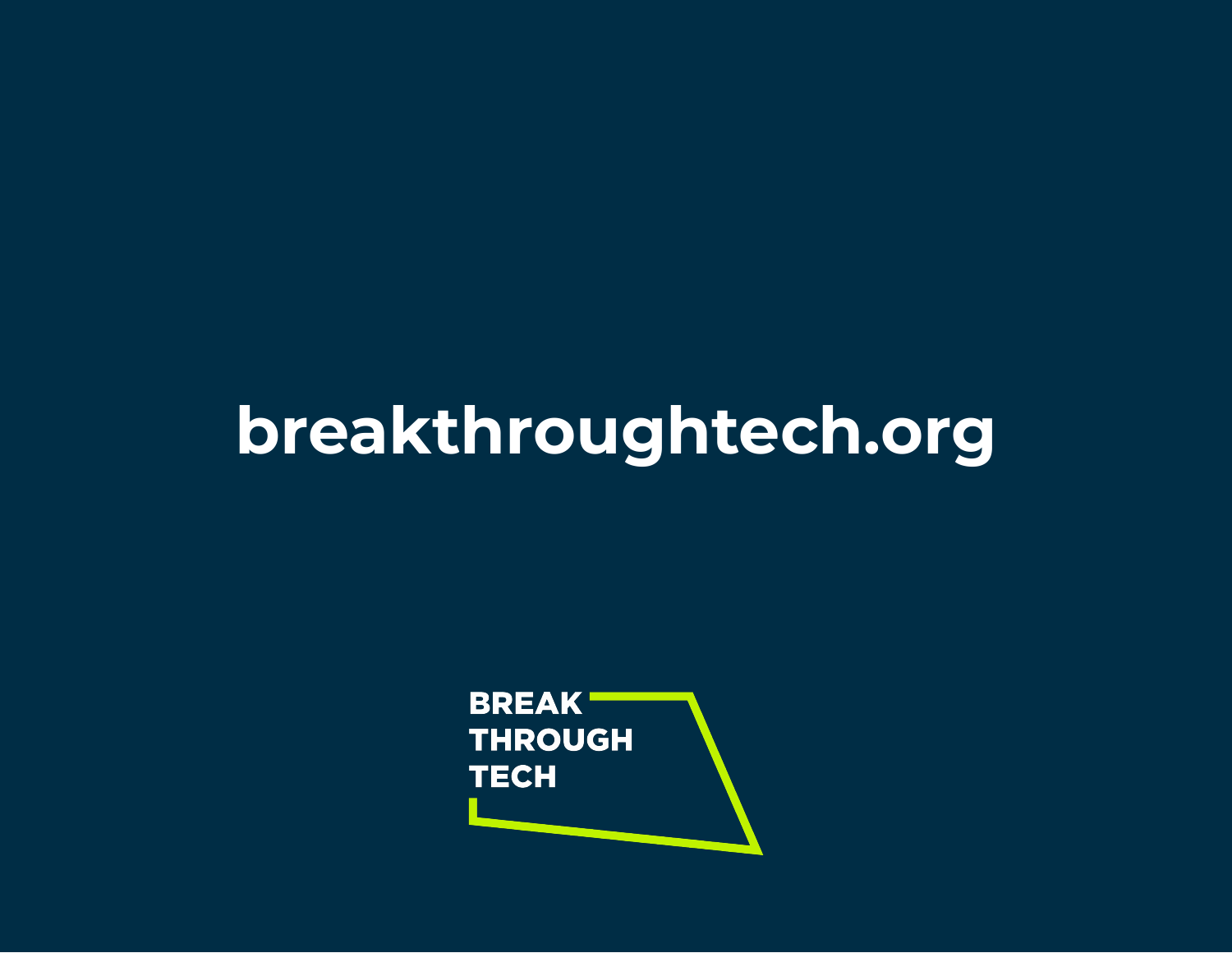**breakthroughtech.org**

BREAK
THROUGH
TECH